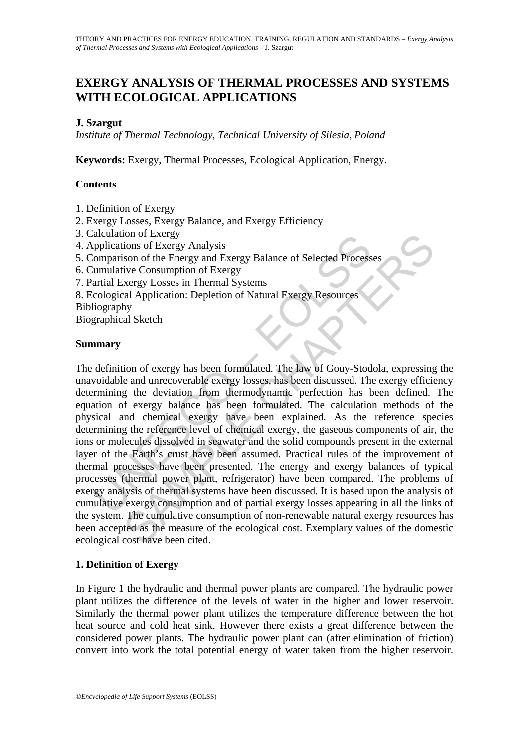# EXERGY ANALYSIS OF THERMAL PROCESSES AND SYSTEMS WITH ECOLOGICAL APPLICATIONS

**J. Szargut**

*Institute of Thermal Technology, Technical University of Silesia, Poland*

**Keywords:** Exergy, Thermal Processes, Ecological Application, Energy.

## Contents

1. Definition of Exergy
2. Exergy Losses, Exergy Balance, and Exergy Efficiency
3. Calculation of Exergy
4. Applications of Exergy Analysis
5. Comparison of the Energy and Exergy Balance of Selected Processes
6. Cumulative Consumption of Exergy
7. Partial Exergy Losses in Thermal Systems
8. Ecological Application: Depletion of Natural Exergy Resources

Bibliography

Biographical Sketch

## Summary

The definition of exergy has been formulated. The law of Gouy-Stodola, expressing the unavoidable and unrecoverable exergy losses, has been discussed. The exergy efficiency determining the deviation from thermodynamic perfection has been defined. The equation of exergy balance has been formulated. The calculation methods of the physical and chemical exergy have been explained. As the reference species determining the reference level of chemical exergy, the gaseous components of air, the ions or molecules dissolved in seawater and the solid compounds present in the external layer of the Earth's crust have been assumed. Practical rules of the improvement of thermal processes have been presented. The energy and exergy balances of typical processes (thermal power plant, refrigerator) have been compared. The problems of exergy analysis of thermal systems have been discussed. It is based upon the analysis of cumulative exergy consumption and of partial exergy losses appearing in all the links of the system. The cumulative consumption of non-renewable natural exergy resources has been accepted as the measure of the ecological cost. Exemplary values of the domestic ecological cost have been cited.

## 1. Definition of Exergy

In Figure 1 the hydraulic and thermal power plants are compared. The hydraulic power plant utilizes the difference of the levels of water in the higher and lower reservoir. Similarly the thermal power plant utilizes the temperature difference between the hot heat source and cold heat sink. However there exists a great difference between the considered power plants. The hydraulic power plant can (after elimination of friction) convert into work the total potential energy of water taken from the higher reservoir.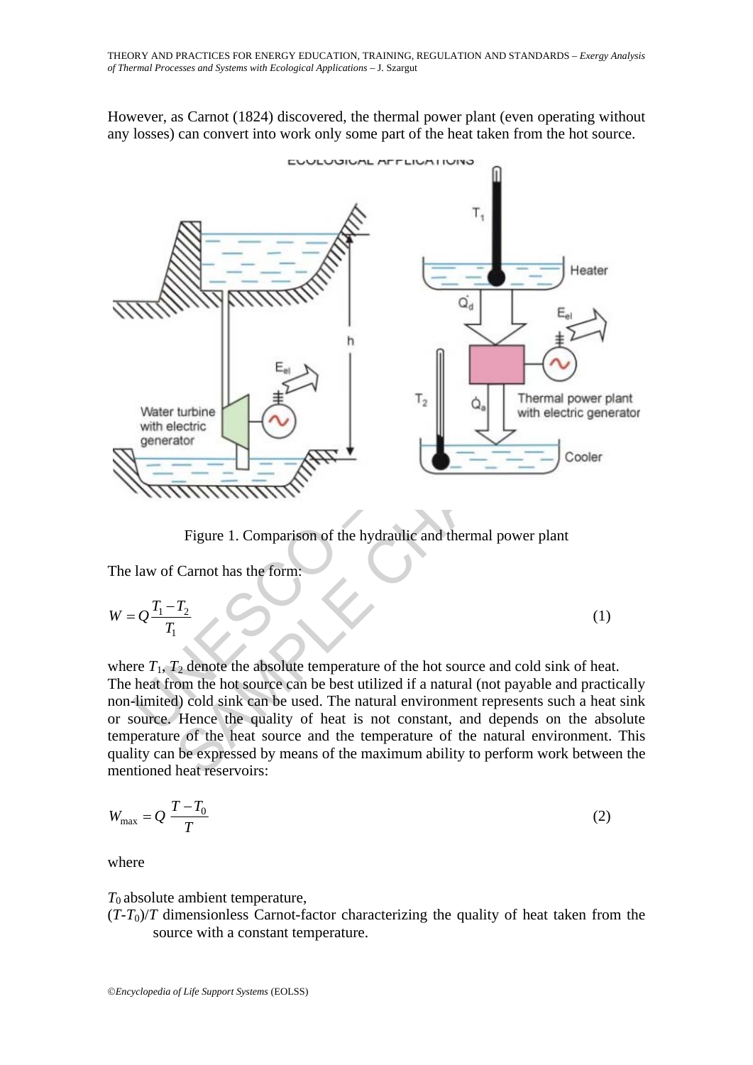However, as Carnot (1824) discovered, the thermal power plant (even operating without any losses) can convert into work only some part of the heat taken from the hot source.

Figure 1. Comparison of the hydraulic and thermal power plant

The law of Carnot has the form:

$$W = Q\frac{T_1 - T_2}{T_1} \tag{1}$$

where $T_1$, $T_2$ denote the absolute temperature of the hot source and cold sink of heat.
The heat from the hot source can be best utilized if a natural (not payable and practically non-limited) cold sink can be used. The natural environment represents such a heat sink or source. Hence the quality of heat is not constant, and depends on the absolute temperature of the heat source and the temperature of the natural environment. This quality can be expressed by means of the maximum ability to perform work between the mentioned heat reservoirs:

$$W_{\max} = Q\,\frac{T - T_0}{T} \tag{2}$$

where

$T_0$ absolute ambient temperature,
$(T\text{-}T_0)/T$ dimensionless Carnot-factor characterizing the quality of heat taken from the source with a constant temperature.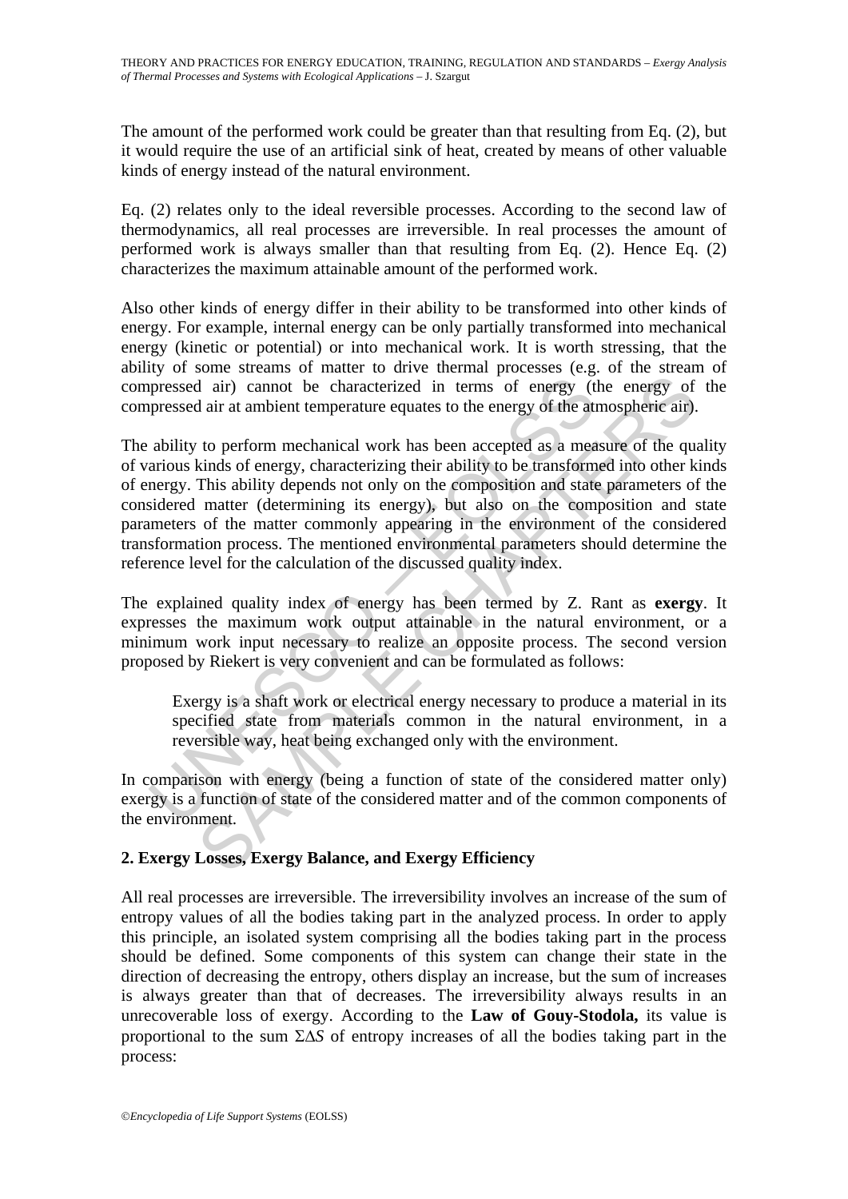The amount of the performed work could be greater than that resulting from Eq. (2), but it would require the use of an artificial sink of heat, created by means of other valuable kinds of energy instead of the natural environment.

Eq. (2) relates only to the ideal reversible processes. According to the second law of thermodynamics, all real processes are irreversible. In real processes the amount of performed work is always smaller than that resulting from Eq. (2). Hence Eq. (2) characterizes the maximum attainable amount of the performed work.

Also other kinds of energy differ in their ability to be transformed into other kinds of energy. For example, internal energy can be only partially transformed into mechanical energy (kinetic or potential) or into mechanical work. It is worth stressing, that the ability of some streams of matter to drive thermal processes (e.g. of the stream of compressed air) cannot be characterized in terms of energy (the energy of the compressed air at ambient temperature equates to the energy of the atmospheric air).

The ability to perform mechanical work has been accepted as a measure of the quality of various kinds of energy, characterizing their ability to be transformed into other kinds of energy. This ability depends not only on the composition and state parameters of the considered matter (determining its energy), but also on the composition and state parameters of the matter commonly appearing in the environment of the considered transformation process. The mentioned environmental parameters should determine the reference level for the calculation of the discussed quality index.

The explained quality index of energy has been termed by Z. Rant as **exergy**. It expresses the maximum work output attainable in the natural environment, or a minimum work input necessary to realize an opposite process. The second version proposed by Riekert is very convenient and can be formulated as follows:

> Exergy is a shaft work or electrical energy necessary to produce a material in its specified state from materials common in the natural environment, in a reversible way, heat being exchanged only with the environment.

In comparison with energy (being a function of state of the considered matter only) exergy is a function of state of the considered matter and of the common components of the environment.

## 2. Exergy Losses, Exergy Balance, and Exergy Efficiency

All real processes are irreversible. The irreversibility involves an increase of the sum of entropy values of all the bodies taking part in the analyzed process. In order to apply this principle, an isolated system comprising all the bodies taking part in the process should be defined. Some components of this system can change their state in the direction of decreasing the entropy, others display an increase, but the sum of increases is always greater than that of decreases. The irreversibility always results in an unrecoverable loss of exergy. According to the **Law of Gouy-Stodola,** its value is proportional to the sum $\Sigma\Delta S$ of entropy increases of all the bodies taking part in the process: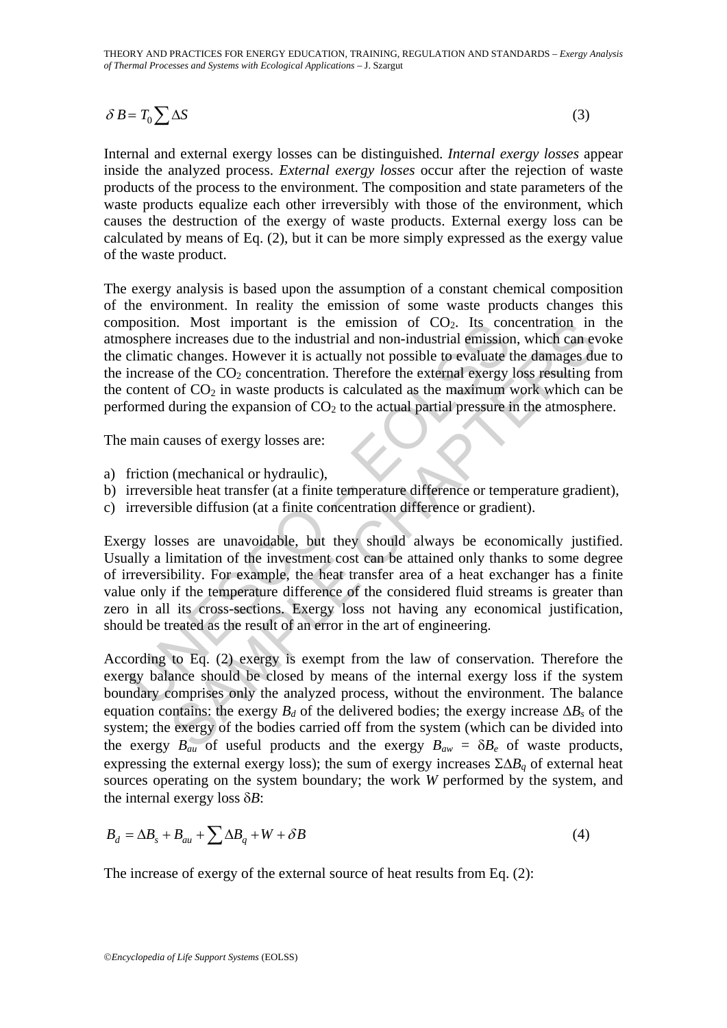$$\delta B = T_0 \sum \Delta S \tag{3}$$

Internal and external exergy losses can be distinguished. *Internal exergy losses* appear inside the analyzed process. *External exergy losses* occur after the rejection of waste products of the process to the environment. The composition and state parameters of the waste products equalize each other irreversibly with those of the environment, which causes the destruction of the exergy of waste products. External exergy loss can be calculated by means of Eq. (2), but it can be more simply expressed as the exergy value of the waste product.

The exergy analysis is based upon the assumption of a constant chemical composition of the environment. In reality the emission of some waste products changes this composition. Most important is the emission of $CO_2$. Its concentration in the atmosphere increases due to the industrial and non-industrial emission, which can evoke the climatic changes. However it is actually not possible to evaluate the damages due to the increase of the $CO_2$ concentration. Therefore the external exergy loss resulting from the content of $CO_2$ in waste products is calculated as the maximum work which can be performed during the expansion of $CO_2$ to the actual partial pressure in the atmosphere.

The main causes of exergy losses are:

a) friction (mechanical or hydraulic),
b) irreversible heat transfer (at a finite temperature difference or temperature gradient),
c) irreversible diffusion (at a finite concentration difference or gradient).

Exergy losses are unavoidable, but they should always be economically justified. Usually a limitation of the investment cost can be attained only thanks to some degree of irreversibility. For example, the heat transfer area of a heat exchanger has a finite value only if the temperature difference of the considered fluid streams is greater than zero in all its cross-sections. Exergy loss not having any economical justification, should be treated as the result of an error in the art of engineering.

According to Eq. (2) exergy is exempt from the law of conservation. Therefore the exergy balance should be closed by means of the internal exergy loss if the system boundary comprises only the analyzed process, without the environment. The balance equation contains: the exergy $B_d$ of the delivered bodies; the exergy increase $\Delta B_s$ of the system; the exergy of the bodies carried off from the system (which can be divided into the exergy $B_{au}$ of useful products and the exergy $B_{aw} = \delta B_e$ of waste products, expressing the external exergy loss); the sum of exergy increases $\Sigma \Delta B_q$ of external heat sources operating on the system boundary; the work $W$ performed by the system, and the internal exergy loss $\delta B$:

$$B_d = \Delta B_s + B_{au} + \sum \Delta B_q + W + \delta B \tag{4}$$

The increase of exergy of the external source of heat results from Eq. (2):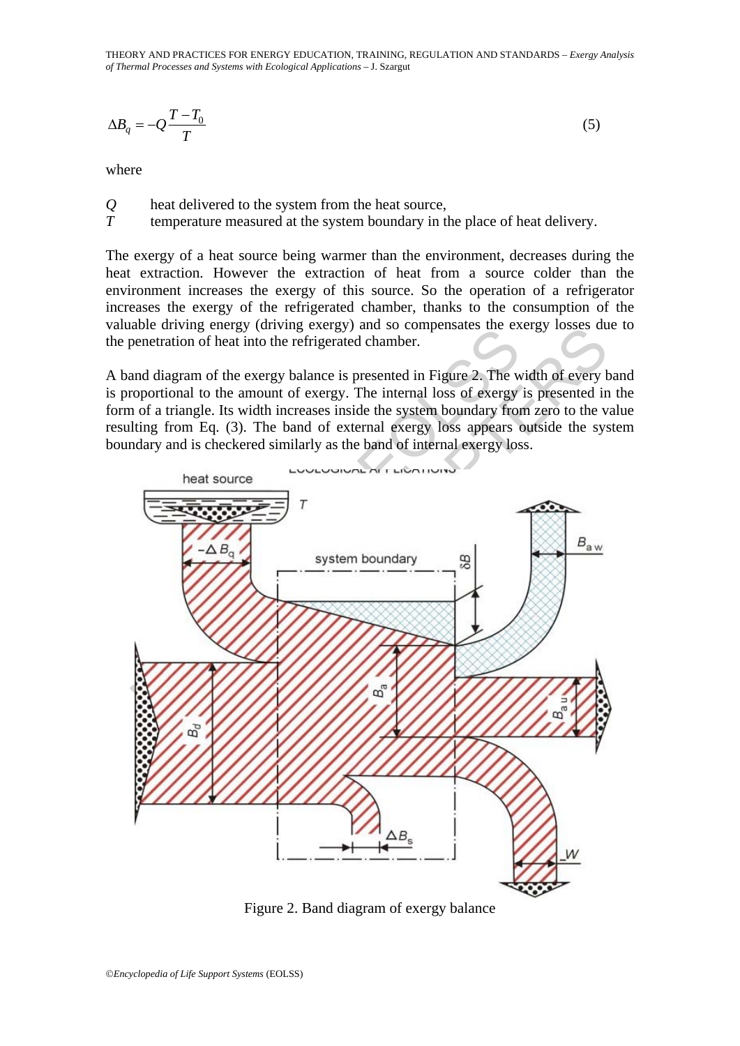$$\Delta B_q = -Q\frac{T - T_0}{T} \tag{5}$$

where

$Q$ heat delivered to the system from the heat source,
$T$ temperature measured at the system boundary in the place of heat delivery.

The exergy of a heat source being warmer than the environment, decreases during the heat extraction. However the extraction of heat from a source colder than the environment increases the exergy of this source. So the operation of a refrigerator increases the exergy of the refrigerated chamber, thanks to the consumption of the valuable driving energy (driving exergy) and so compensates the exergy losses due to the penetration of heat into the refrigerated chamber.

A band diagram of the exergy balance is presented in Figure 2. The width of every band is proportional to the amount of exergy. The internal loss of exergy is presented in the form of a triangle. Its width increases inside the system boundary from zero to the value resulting from Eq. (3). The band of external exergy loss appears outside the system boundary and is checkered similarly as the band of internal exergy loss.

Figure 2. Band diagram of exergy balance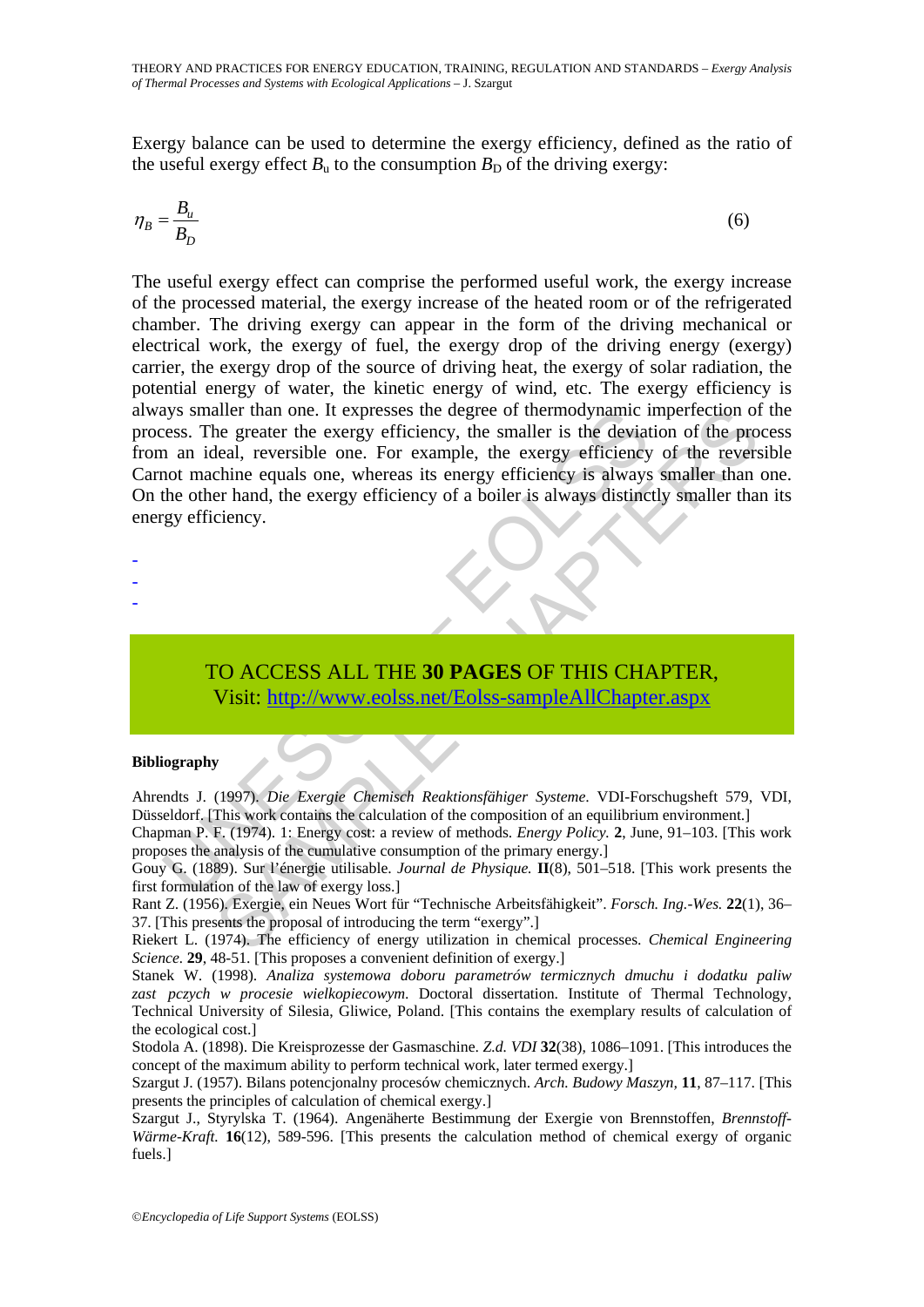Exergy balance can be used to determine the exergy efficiency, defined as the ratio of the useful exergy effect $B_u$ to the consumption $B_D$ of the driving exergy:

$$\eta_B = \frac{B_u}{B_D} \tag{6}$$

The useful exergy effect can comprise the performed useful work, the exergy increase of the processed material, the exergy increase of the heated room or of the refrigerated chamber. The driving exergy can appear in the form of the driving mechanical or electrical work, the exergy of fuel, the exergy drop of the driving energy (exergy) carrier, the exergy drop of the source of driving heat, the exergy of solar radiation, the potential energy of water, the kinetic energy of wind, etc. The exergy efficiency is always smaller than one. It expresses the degree of thermodynamic imperfection of the process. The greater the exergy efficiency, the smaller is the deviation of the process from an ideal, reversible one. For example, the exergy efficiency of the reversible Carnot machine equals one, whereas its energy efficiency is always smaller than one. On the other hand, the exergy efficiency of a boiler is always distinctly smaller than its energy efficiency.

-
-
-

TO ACCESS ALL THE **30 PAGES** OF THIS CHAPTER,
Visit: http://www.eolss.net/Eolss-sampleAllChapter.aspx

**Bibliography**

Ahrendts J. (1997). *Die Exergie Chemisch Reaktionsfähiger Systeme.* VDI-Forschugsheft 579, VDI, Düsseldorf. [This work contains the calculation of the composition of an equilibrium environment.]

Chapman P. F. (1974). 1: Energy cost: a review of methods. *Energy Policy.* **2**, June, 91–103. [This work proposes the analysis of the cumulative consumption of the primary energy.]

Gouy G. (1889). Sur l'énergie utilisable. *Journal de Physique.* **II**(8), 501–518. [This work presents the first formulation of the law of exergy loss.]

Rant Z. (1956). Exergie, ein Neues Wort für "Technische Arbeitsfähigkeit". *Forsch. Ing.-Wes.* **22**(1), 36–37. [This presents the proposal of introducing the term "exergy".]

Riekert L. (1974). The efficiency of energy utilization in chemical processes. *Chemical Engineering Science.* **29**, 48-51. [This proposes a convenient definition of exergy.]

Stanek W. (1998). *Analiza systemowa doboru parametrów termicznych dmuchu i dodatku paliw zast pczych w procesie wielkopiecowym.* Doctoral dissertation. Institute of Thermal Technology, Technical University of Silesia, Gliwice, Poland. [This contains the exemplary results of calculation of the ecological cost.]

Stodola A. (1898). Die Kreisprozesse der Gasmaschine. *Z.d. VDI* **32**(38), 1086–1091. [This introduces the concept of the maximum ability to perform technical work, later termed exergy.]

Szargut J. (1957). Bilans potencjonalny procesów chemicznych. *Arch. Budowy Maszyn,* **11**, 87–117. [This presents the principles of calculation of chemical exergy.]

Szargut J., Styrylska T. (1964). Angenäherte Bestimmung der Exergie von Brennstoffen, *Brennstoff-Wärme-Kraft.* **16**(12), 589-596. [This presents the calculation method of chemical exergy of organic fuels.]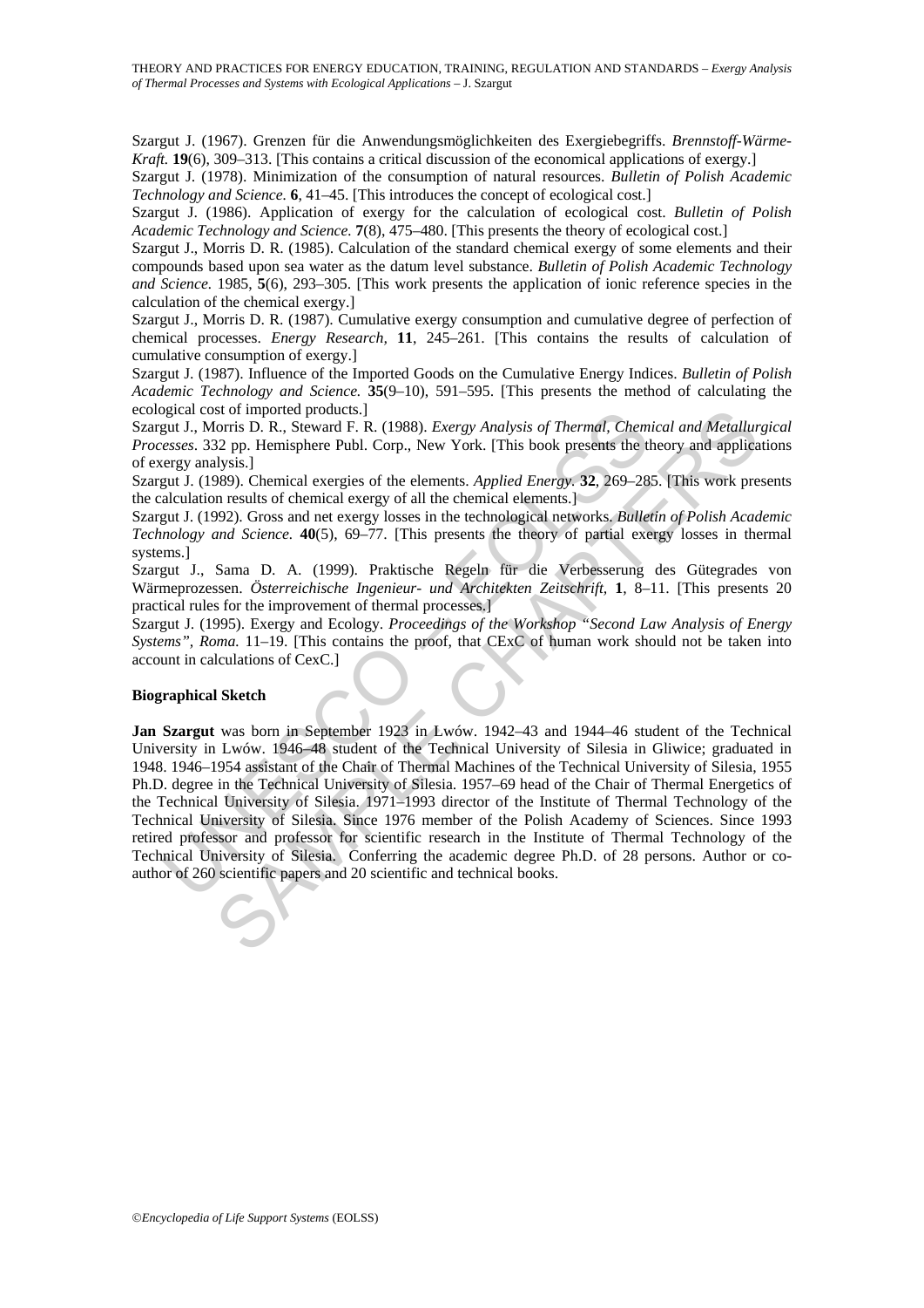Szargut J. (1967). Grenzen für die Anwendungsmöglichkeiten des Exergiebegriffs. *Brennstoff-Wärme-Kraft.* **19**(6), 309–313. [This contains a critical discussion of the economical applications of exergy.]

Szargut J. (1978). Minimization of the consumption of natural resources. *Bulletin of Polish Academic Technology and Science.* **6**, 41–45. [This introduces the concept of ecological cost.]

Szargut J. (1986). Application of exergy for the calculation of ecological cost. *Bulletin of Polish Academic Technology and Science.* **7**(8), 475–480. [This presents the theory of ecological cost.]

Szargut J., Morris D. R. (1985). Calculation of the standard chemical exergy of some elements and their compounds based upon sea water as the datum level substance. *Bulletin of Polish Academic Technology and Science.* 1985, **5**(6), 293–305. [This work presents the application of ionic reference species in the calculation of the chemical exergy.]

Szargut J., Morris D. R. (1987). Cumulative exergy consumption and cumulative degree of perfection of chemical processes. *Energy Research,* **11**, 245–261. [This contains the results of calculation of cumulative consumption of exergy.]

Szargut J. (1987). Influence of the Imported Goods on the Cumulative Energy Indices. *Bulletin of Polish Academic Technology and Science.* **35**(9–10), 591–595. [This presents the method of calculating the ecological cost of imported products.]

Szargut J., Morris D. R., Steward F. R. (1988). *Exergy Analysis of Thermal, Chemical and Metallurgical Processes*. 332 pp. Hemisphere Publ. Corp., New York. [This book presents the theory and applications of exergy analysis.]

Szargut J. (1989). Chemical exergies of the elements. *Applied Energy.* **32**, 269–285. [This work presents the calculation results of chemical exergy of all the chemical elements.]

Szargut J. (1992). Gross and net exergy losses in the technological networks. *Bulletin of Polish Academic Technology and Science.* **40**(5), 69–77. [This presents the theory of partial exergy losses in thermal systems.]

Szargut J., Sama D. A. (1999). Praktische Regeln für die Verbesserung des Gütegrades von Wärmeprozessen. *Österreichische Ingenieur- und Architekten Zeitschrift,* **1**, 8–11. [This presents 20 practical rules for the improvement of thermal processes.]

Szargut J. (1995). Exergy and Ecology. *Proceedings of the Workshop "Second Law Analysis of Energy Systems", Roma.* 11–19. [This contains the proof, that CExC of human work should not be taken into account in calculations of CexC.]

**Biographical Sketch**

**Jan Szargut** was born in September 1923 in Lwów. 1942–43 and 1944–46 student of the Technical University in Lwów. 1946–48 student of the Technical University of Silesia in Gliwice; graduated in 1948. 1946–1954 assistant of the Chair of Thermal Machines of the Technical University of Silesia, 1955 Ph.D. degree in the Technical University of Silesia. 1957–69 head of the Chair of Thermal Energetics of the Technical University of Silesia. 1971–1993 director of the Institute of Thermal Technology of the Technical University of Silesia. Since 1976 member of the Polish Academy of Sciences. Since 1993 retired professor and professor for scientific research in the Institute of Thermal Technology of the Technical University of Silesia. Conferring the academic degree Ph.D. of 28 persons. Author or co-author of 260 scientific papers and 20 scientific and technical books.